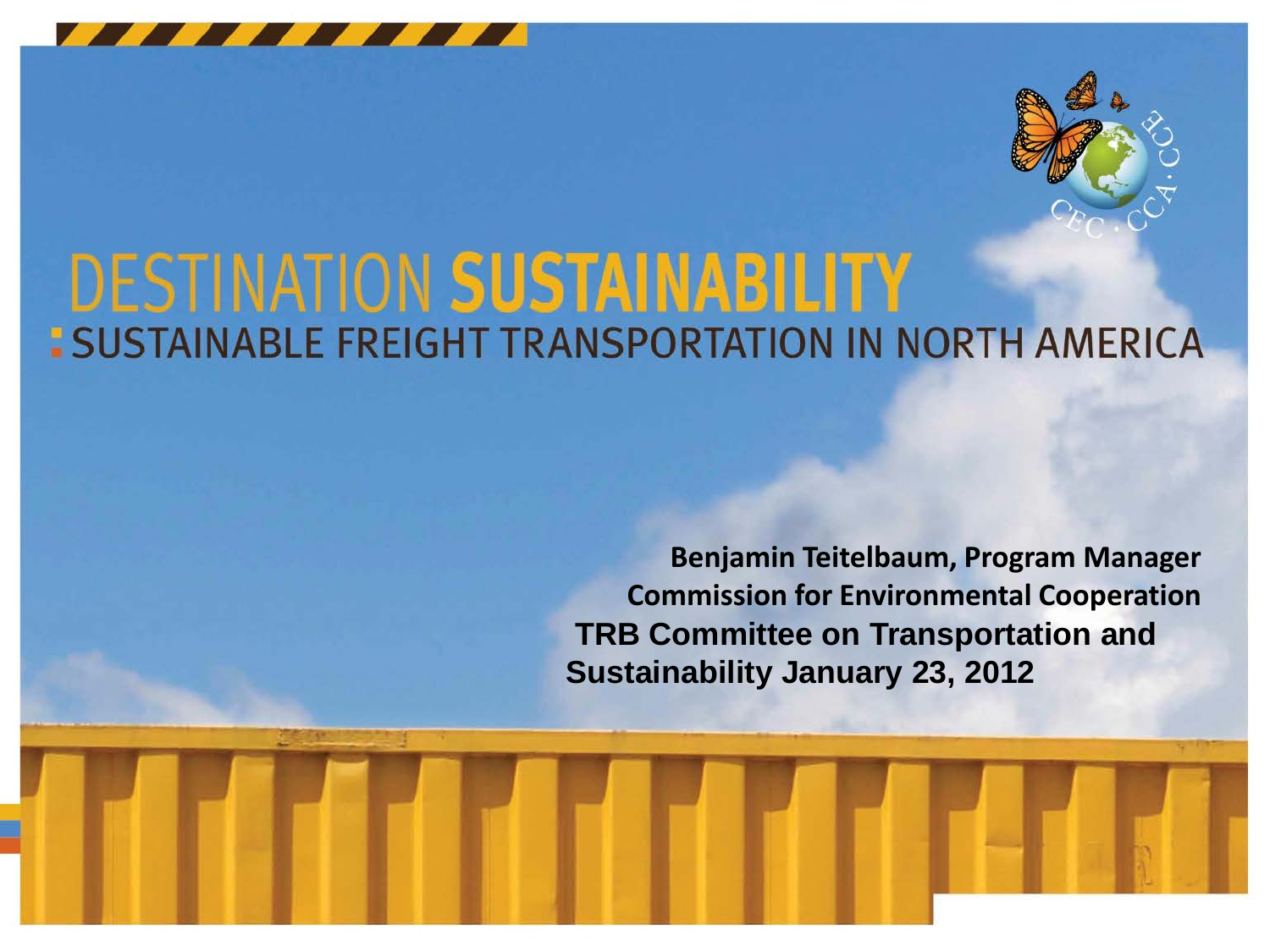# DESTINATION SUSTAINABILITY

## SUSTAINABLE FREIGHT TRANSPORTATION IN NORTH AMERICA

**Benjamin Teitelbaum, Program Manager**
**Commission for Environmental Cooperation**
**TRB Committee on Transportation and Sustainability January 23, 2012**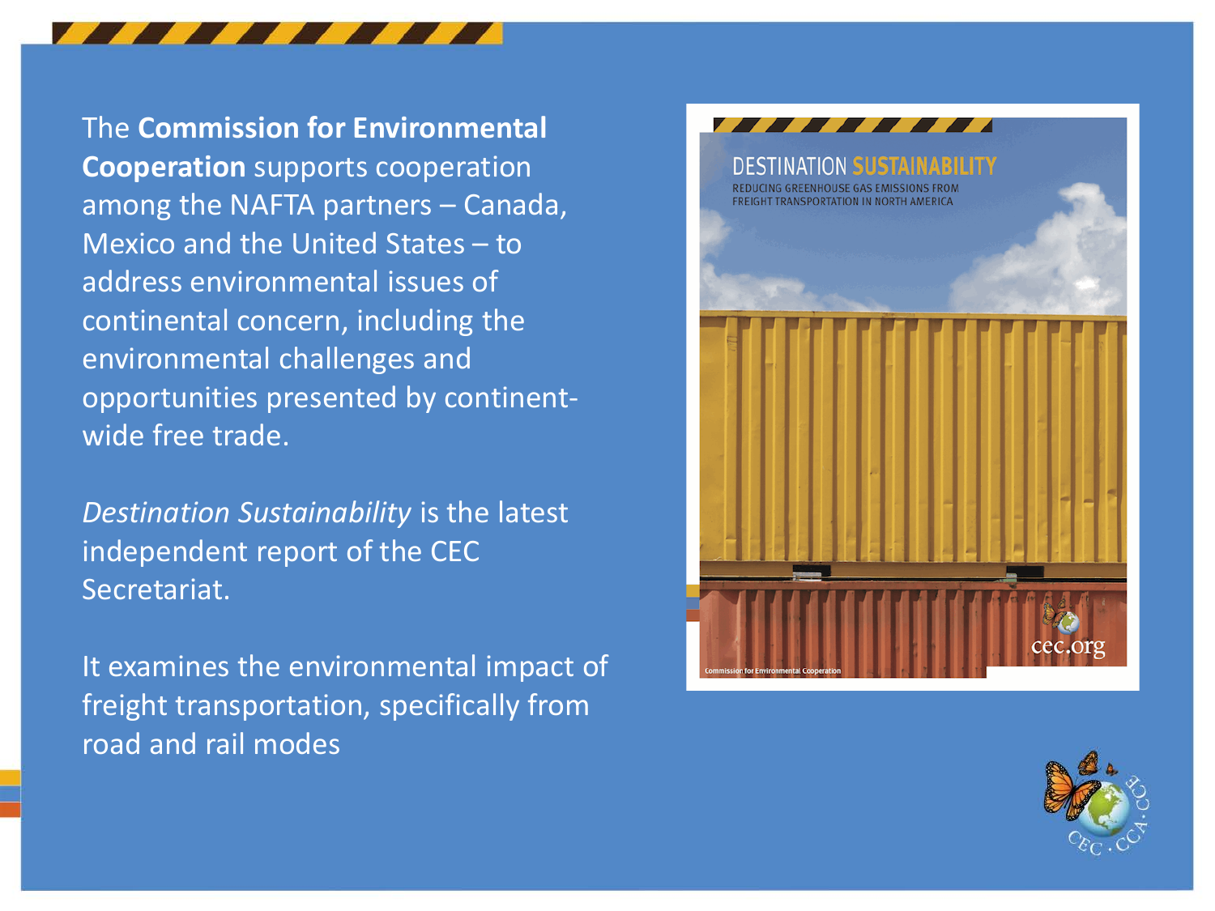The **Commission for Environmental Cooperation** supports cooperation among the NAFTA partners – Canada, Mexico and the United States – to address environmental issues of continental concern, including the environmental challenges and opportunities presented by continent-wide free trade.

*Destination Sustainability* is the latest independent report of the CEC Secretariat.

It examines the environmental impact of freight transportation, specifically from road and rail modes

DESTINATION SUSTAINABILITY

REDUCING GREENHOUSE GAS EMISSIONS FROM FREIGHT TRANSPORTATION IN NORTH AMERICA

Commission for Environmental Cooperation

cec.org

CEC · CCA · CCE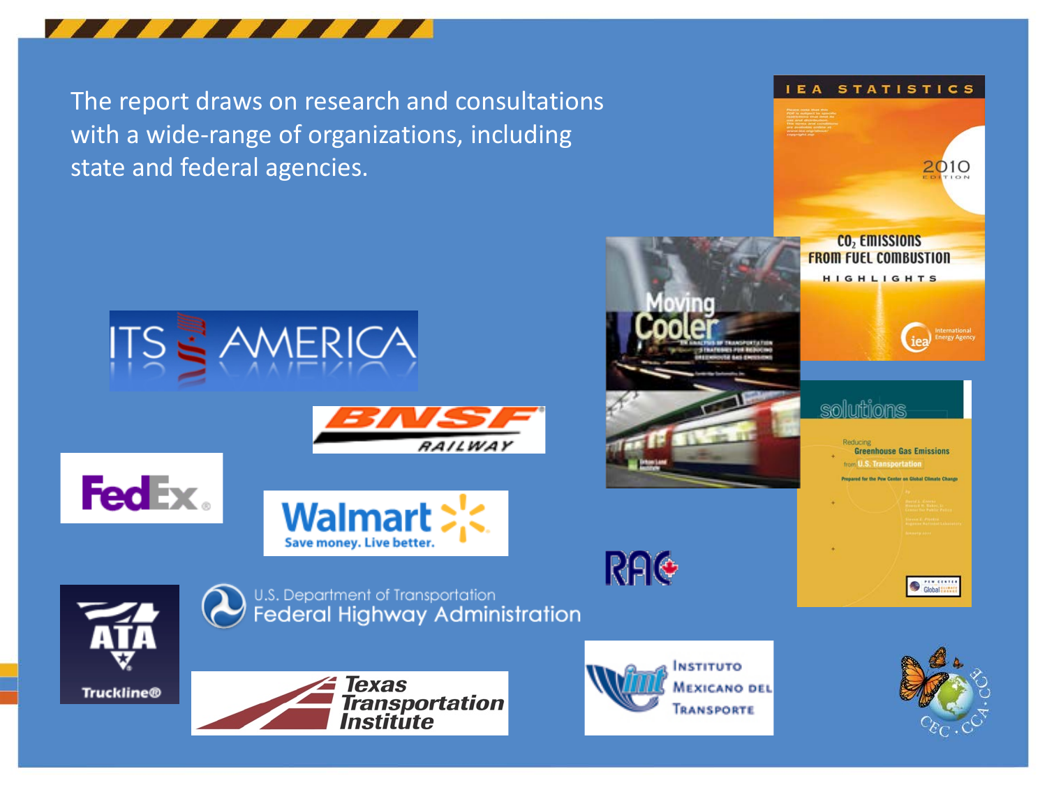The report draws on research and consultations with a wide-range of organizations, including state and federal agencies.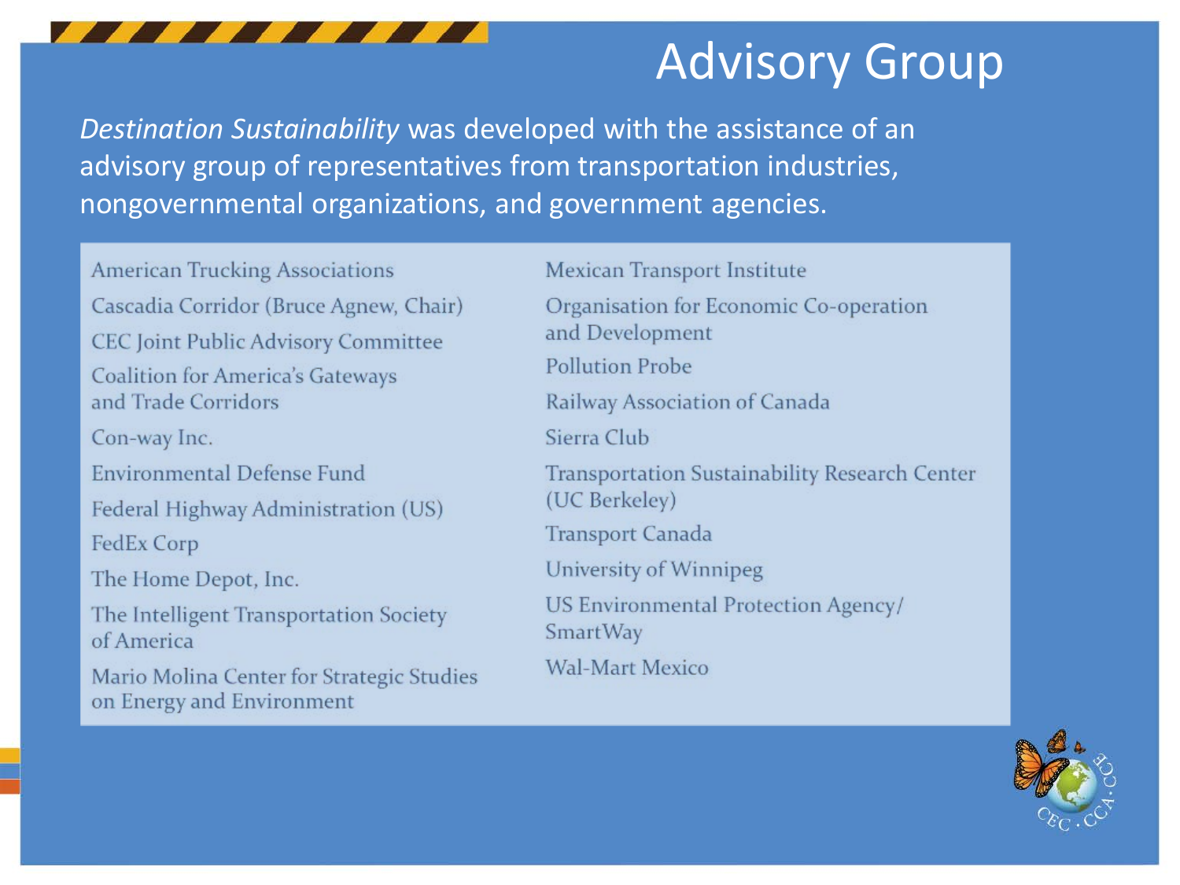# Advisory Group

*Destination Sustainability* was developed with the assistance of an advisory group of representatives from transportation industries, nongovernmental organizations, and government agencies.

- American Trucking Associations
- Cascadia Corridor (Bruce Agnew, Chair)
- CEC Joint Public Advisory Committee
- Coalition for America's Gateways and Trade Corridors
- Con-way Inc.
- Environmental Defense Fund
- Federal Highway Administration (US)
- FedEx Corp
- The Home Depot, Inc.
- The Intelligent Transportation Society of America
- Mario Molina Center for Strategic Studies on Energy and Environment
- Mexican Transport Institute
- Organisation for Economic Co-operation and Development
- Pollution Probe
- Railway Association of Canada
- Sierra Club
- Transportation Sustainability Research Center (UC Berkeley)
- Transport Canada
- University of Winnipeg
- US Environmental Protection Agency/ SmartWay
- Wal-Mart Mexico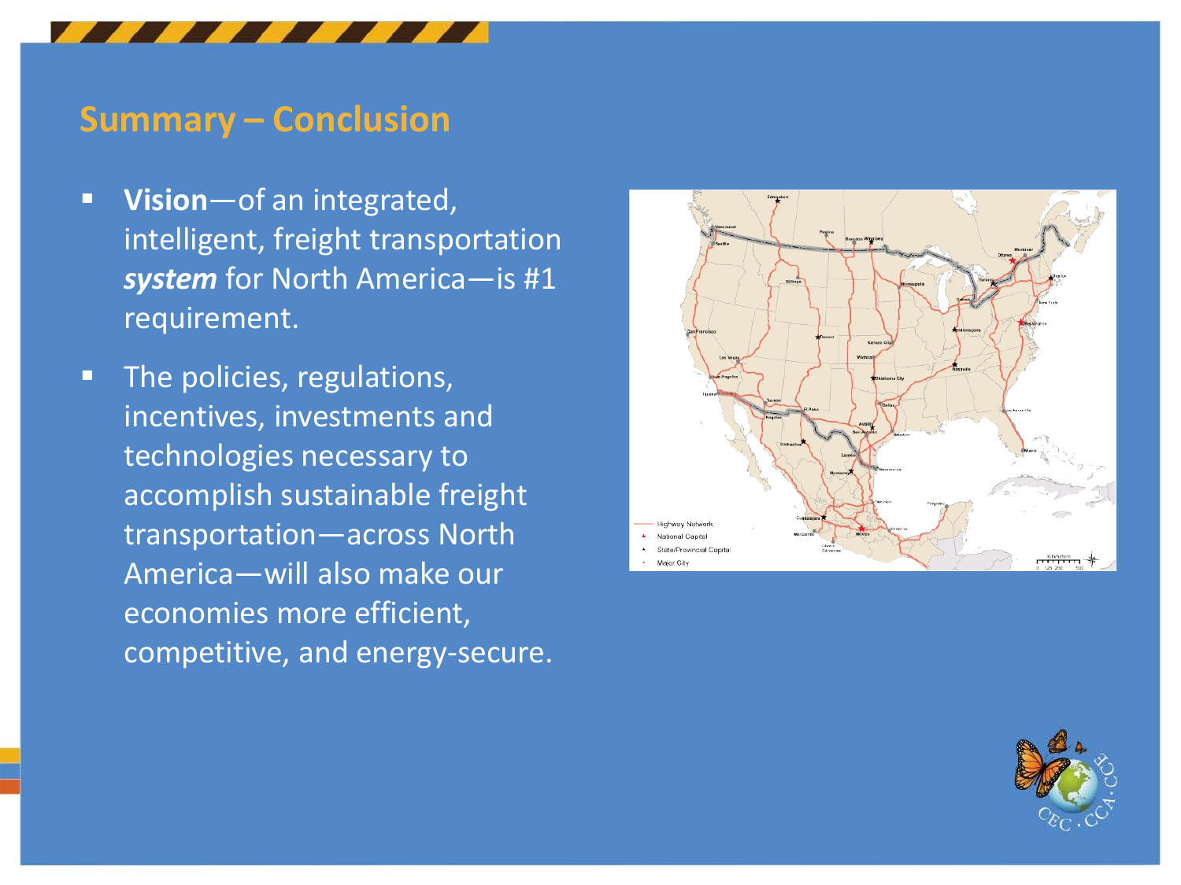## Summary – Conclusion

- **Vision**—of an integrated, intelligent, freight transportation ***system*** for North America—is #1 requirement.
- The policies, regulations, incentives, investments and technologies necessary to accomplish sustainable freight transportation—across North America—will also make our economies more efficient, competitive, and energy-secure.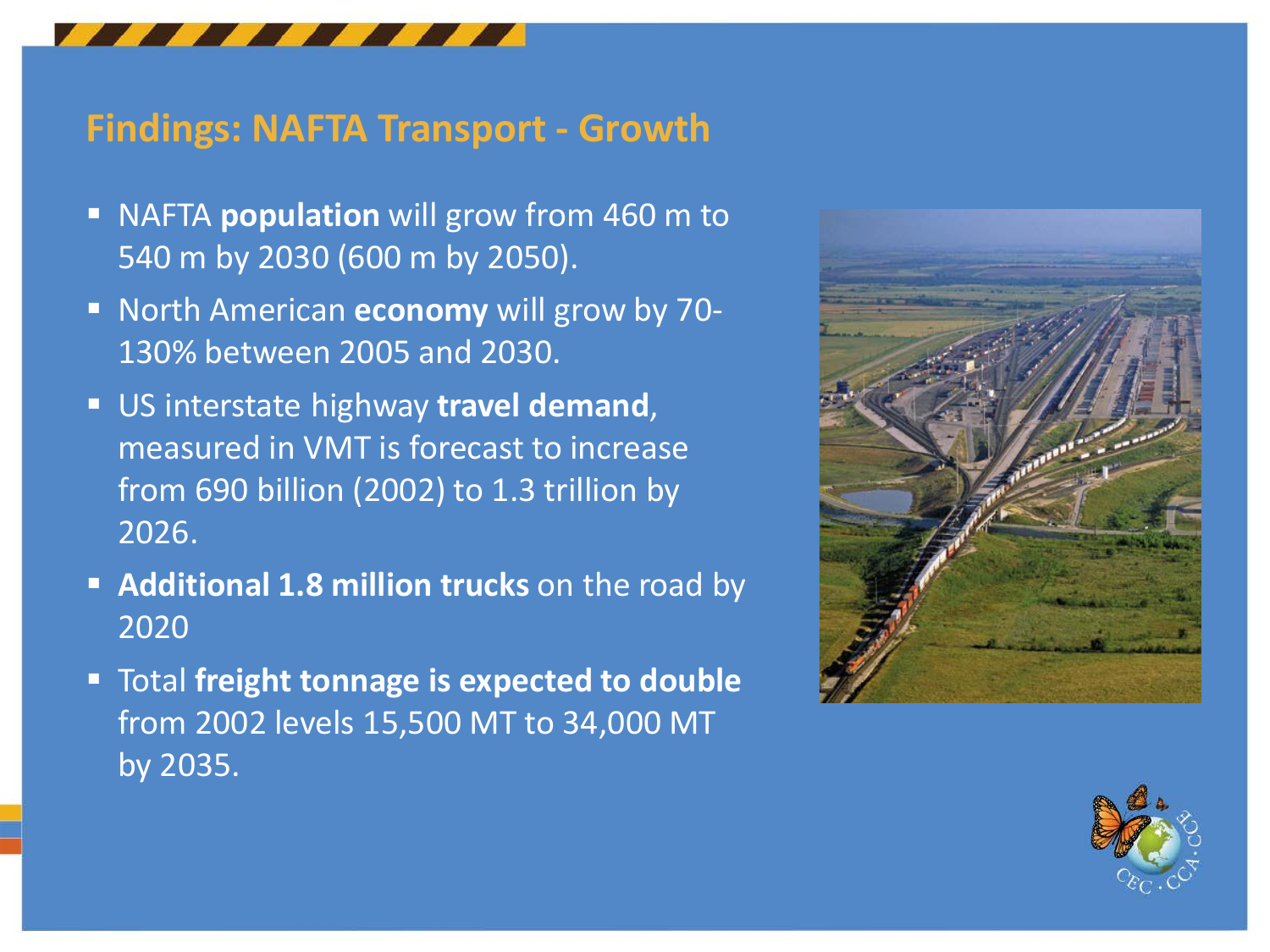## Findings: NAFTA Transport - Growth

- NAFTA **population** will grow from 460 m to 540 m by 2030 (600 m by 2050).
- North American **economy** will grow by 70-130% between 2005 and 2030.
- US interstate highway **travel demand**, measured in VMT is forecast to increase from 690 billion (2002) to 1.3 trillion by 2026.
- **Additional 1.8 million trucks** on the road by 2020
- Total **freight tonnage is expected to double** from 2002 levels 15,500 MT to 34,000 MT by 2035.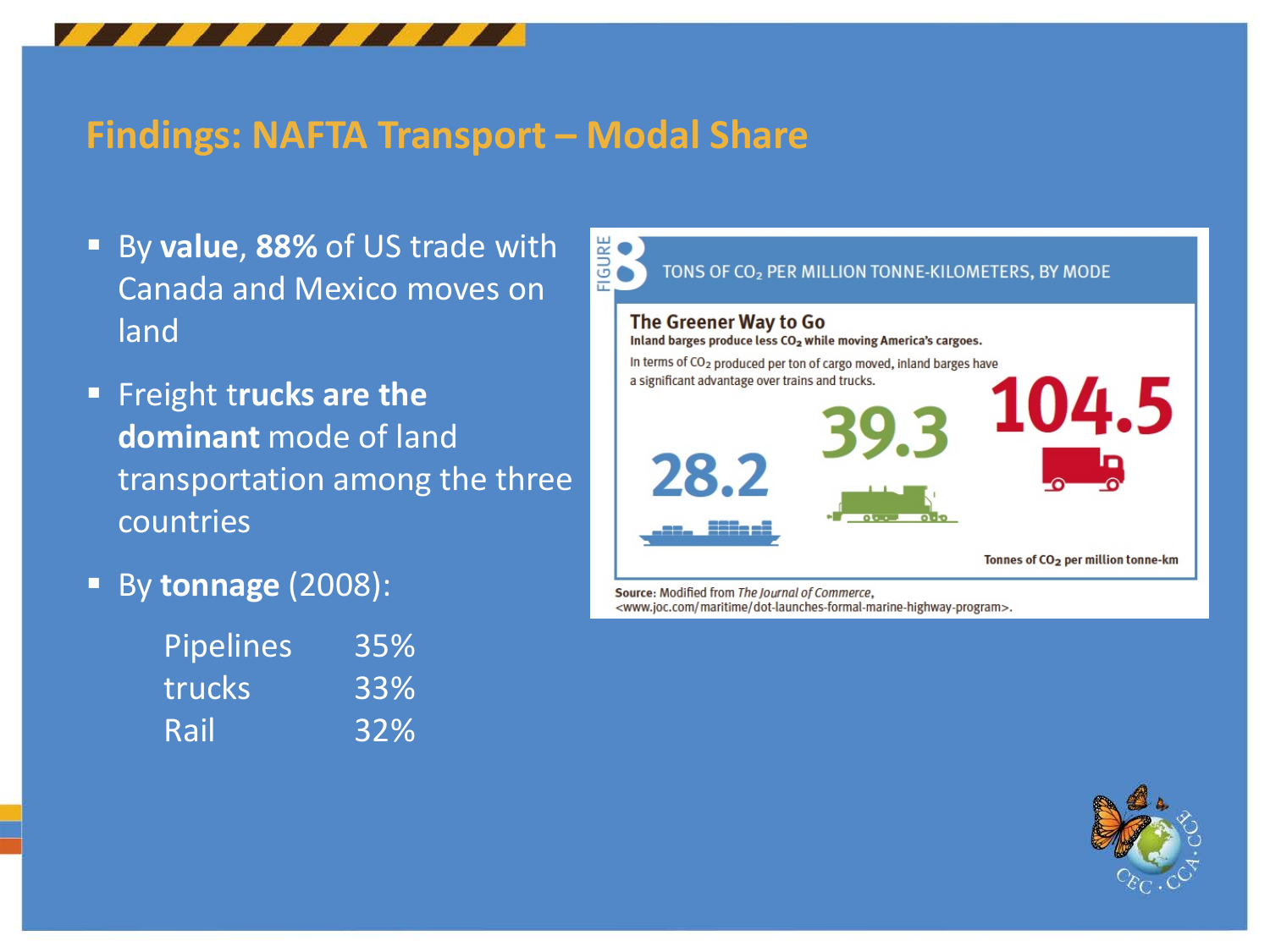# Findings: NAFTA Transport – Modal Share

- By **value**, **88%** of US trade with Canada and Mexico moves on land
- Freight t**rucks are the dominant** mode of land transportation among the three countries
- By **tonnage** (2008):

| | |
|---|---|
| Pipelines | 35% |
| trucks | 33% |
| Rail | 32% |

FIGURE 8 TONS OF $CO_2$ PER MILLION TONNE-KILOMETERS, BY MODE

**The Greener Way to Go**

**Inland barges produce less $CO_2$ while moving America's cargoes.**

In terms of $CO_2$ produced per ton of cargo moved, inland barges have a significant advantage over trains and trucks.

28.2

39.3

104.5

Tonnes of $CO_2$ per million tonne-km

**Source:** Modified from *The Journal of Commerce*, <www.joc.com/maritime/dot-launches-formal-marine-highway-program>.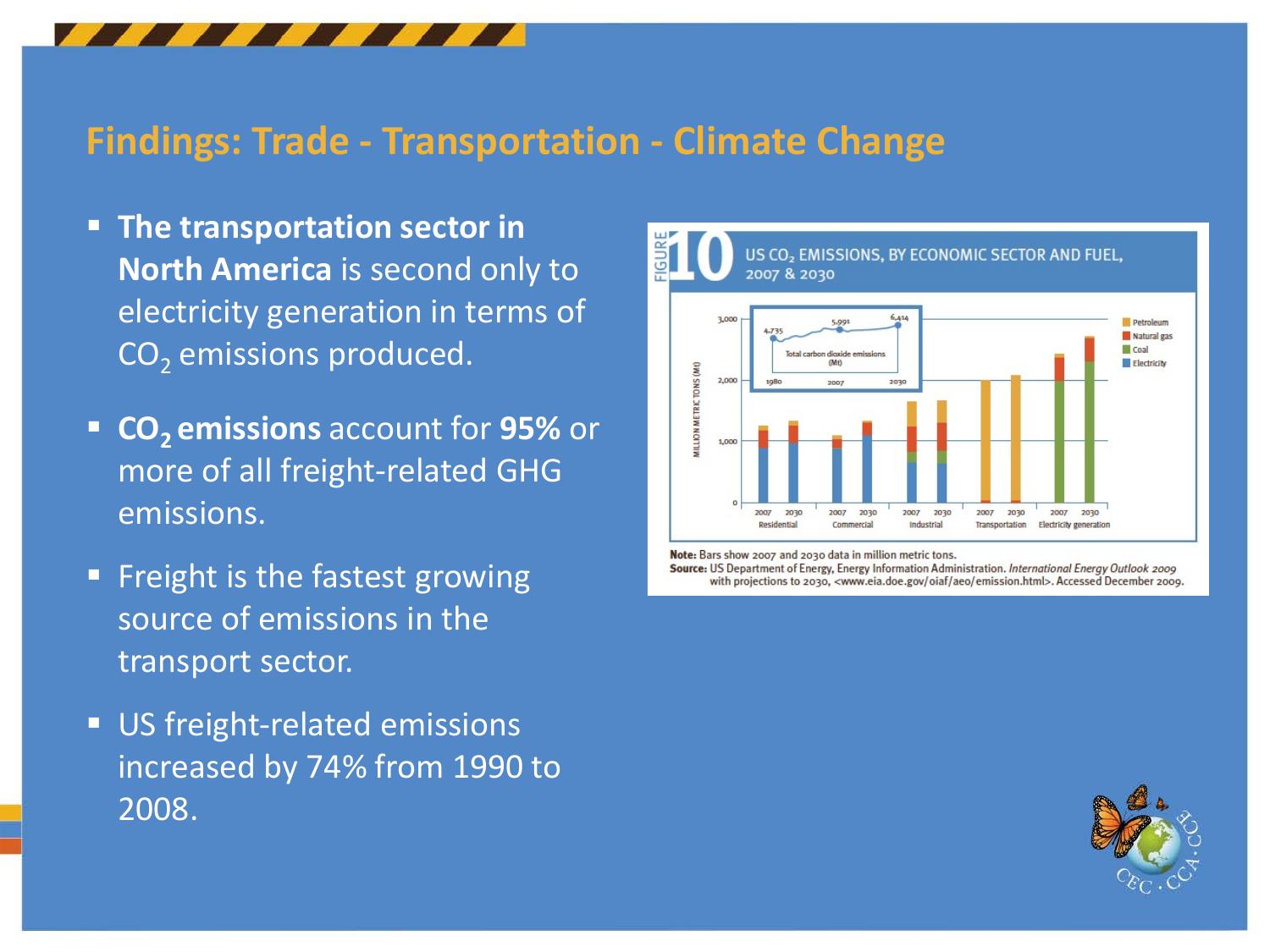## Findings: Trade - Transportation - Climate Change

- **The transportation sector in North America** is second only to electricity generation in terms of $CO_2$ emissions produced.
- **$CO_2$ emissions** account for **95%** or more of all freight-related GHG emissions.
- Freight is the fastest growing source of emissions in the transport sector.
- US freight-related emissions increased by 74% from 1990 to 2008.

FIGURE 10 US $CO_2$ EMISSIONS, BY ECONOMIC SECTOR AND FUEL, 2007 & 2030

**Note:** Bars show 2007 and 2030 data in million metric tons.
**Source:** US Department of Energy, Energy Information Administration. *International Energy Outlook 2009* with projections to 2030, <www.eia.doe.gov/oiaf/aeo/emission.html>. Accessed December 2009.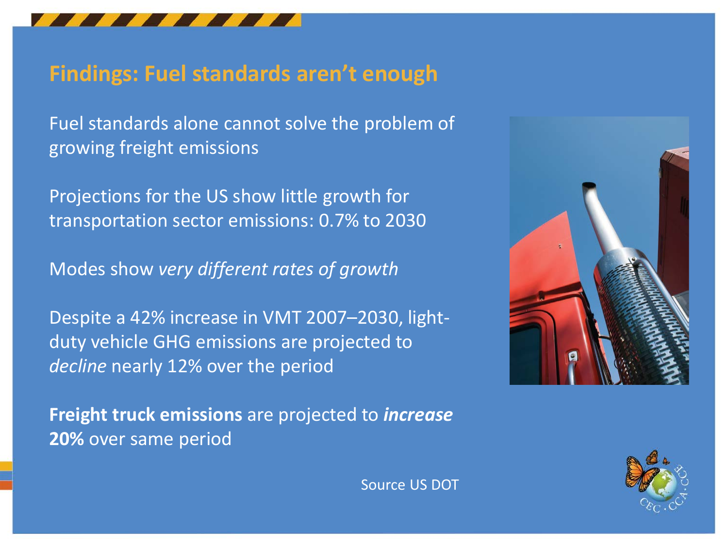## Findings: Fuel standards aren't enough

Fuel standards alone cannot solve the problem of growing freight emissions

Projections for the US show little growth for transportation sector emissions: 0.7% to 2030

Modes show *very different rates of growth*

Despite a 42% increase in VMT 2007–2030, light-duty vehicle GHG emissions are projected to *decline* nearly 12% over the period

**Freight truck emissions** are projected to ***increase*** **20%** over same period

Source US DOT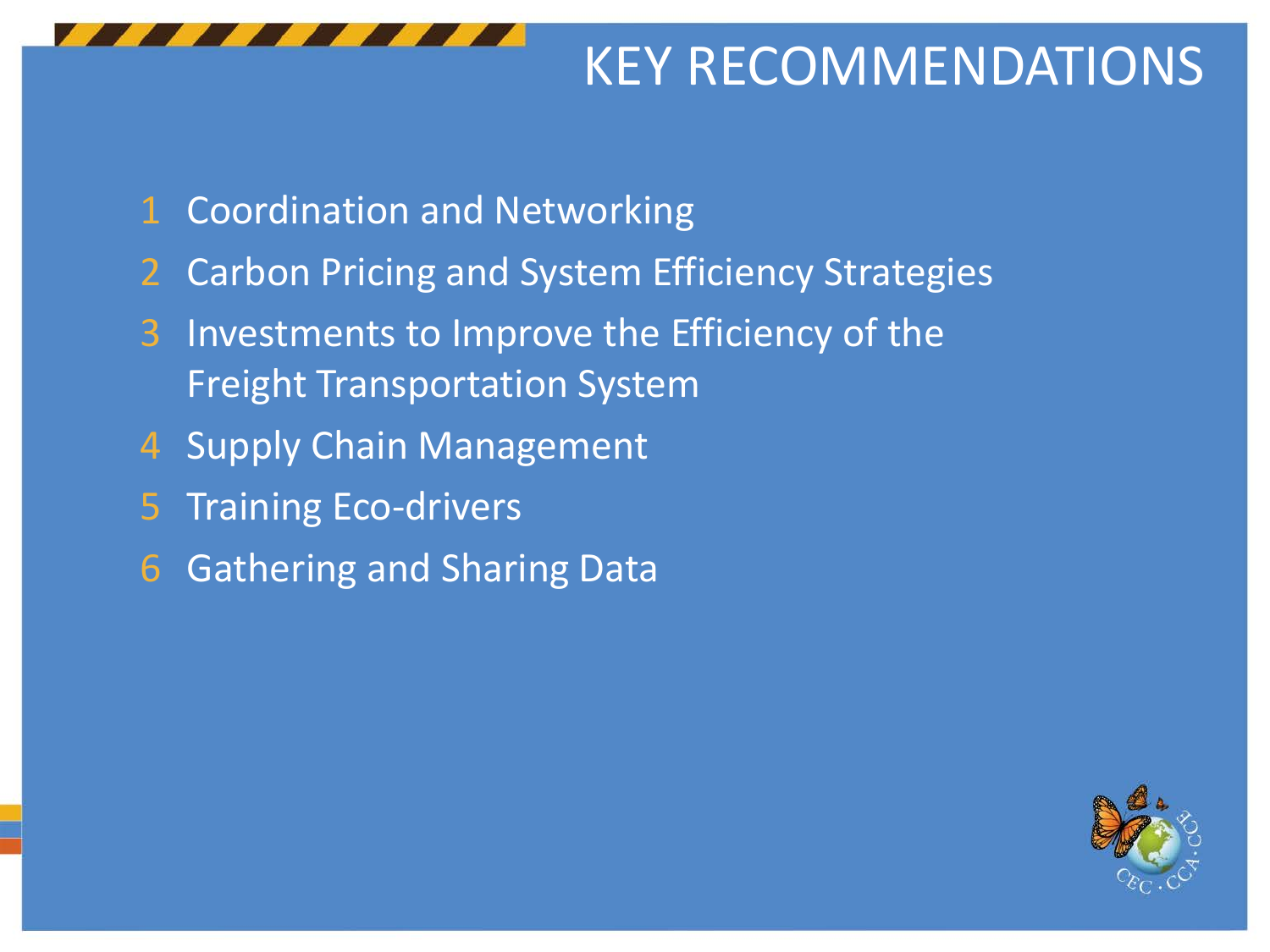# KEY RECOMMENDATIONS

1. Coordination and Networking
2. Carbon Pricing and System Efficiency Strategies
3. Investments to Improve the Efficiency of the Freight Transportation System
4. Supply Chain Management
5. Training Eco-drivers
6. Gathering and Sharing Data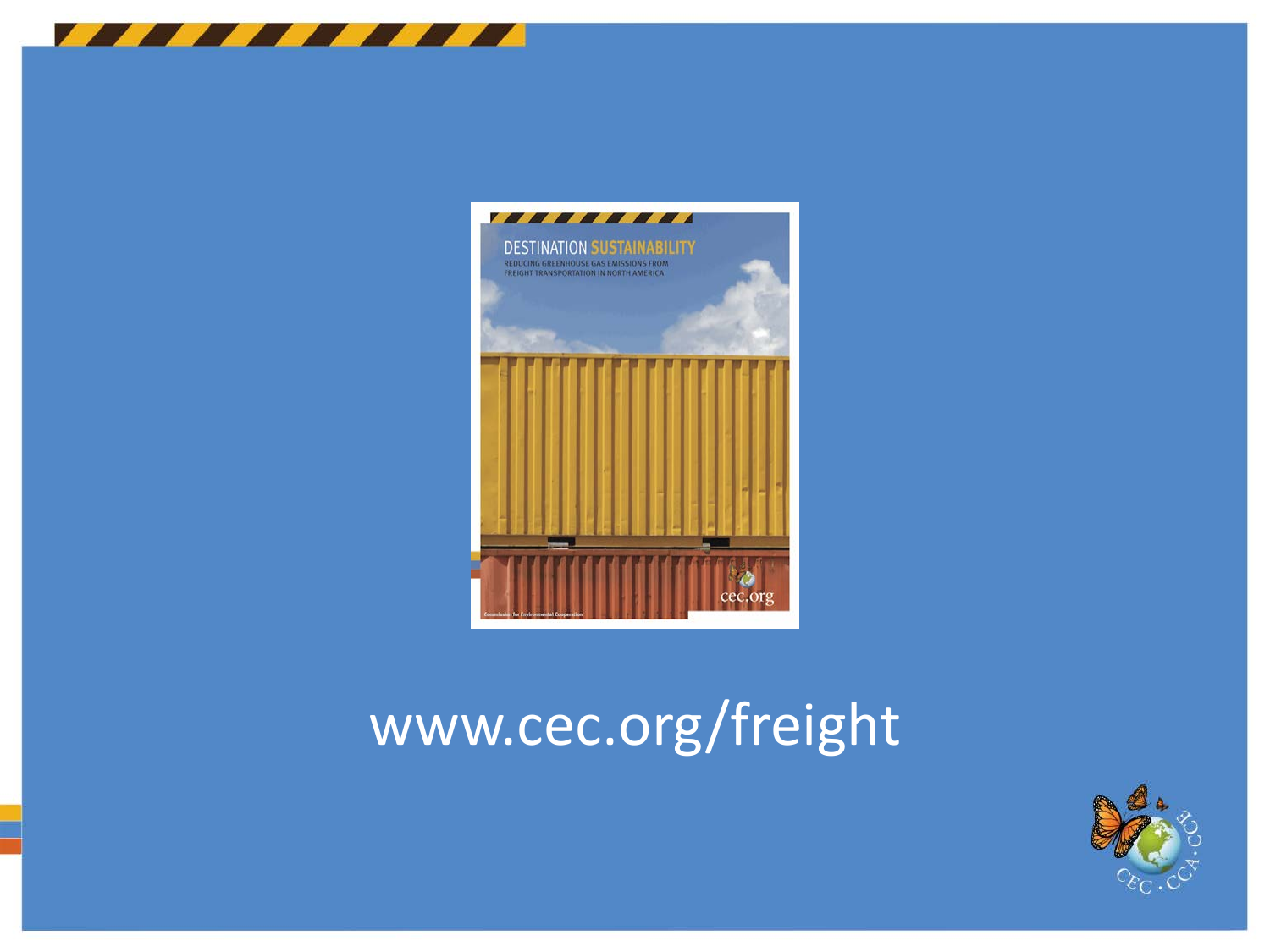DESTINATION SUSTAINABILITY

REDUCING GREENHOUSE GAS EMISSIONS FROM FREIGHT TRANSPORTATION IN NORTH AMERICA

cec.org

Commission for Environmental Cooperation

www.cec.org/freight